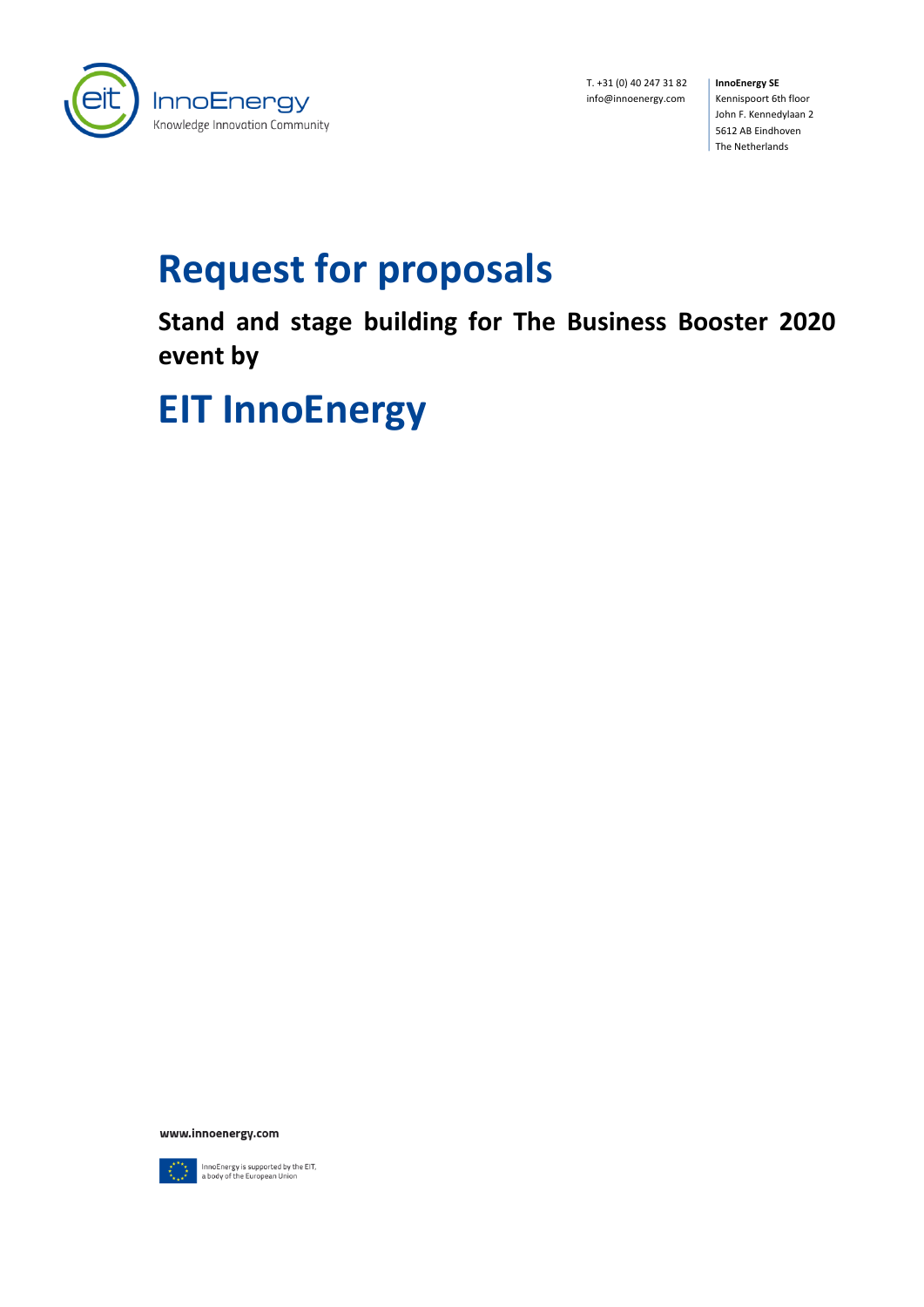T. +31 (0) 40 247 31 82
info@innoenergy.com

**InnoEnergy SE**
Kennispoort 6th floor
John F. Kennedylaan 2
5612 AB Eindhoven
The Netherlands

# Request for proposals

**Stand and stage building for The Business Booster 2020 event by**

# EIT InnoEnergy

**www.innoenergy.com**

InnoEnergy is supported by the EIT, a body of the European Union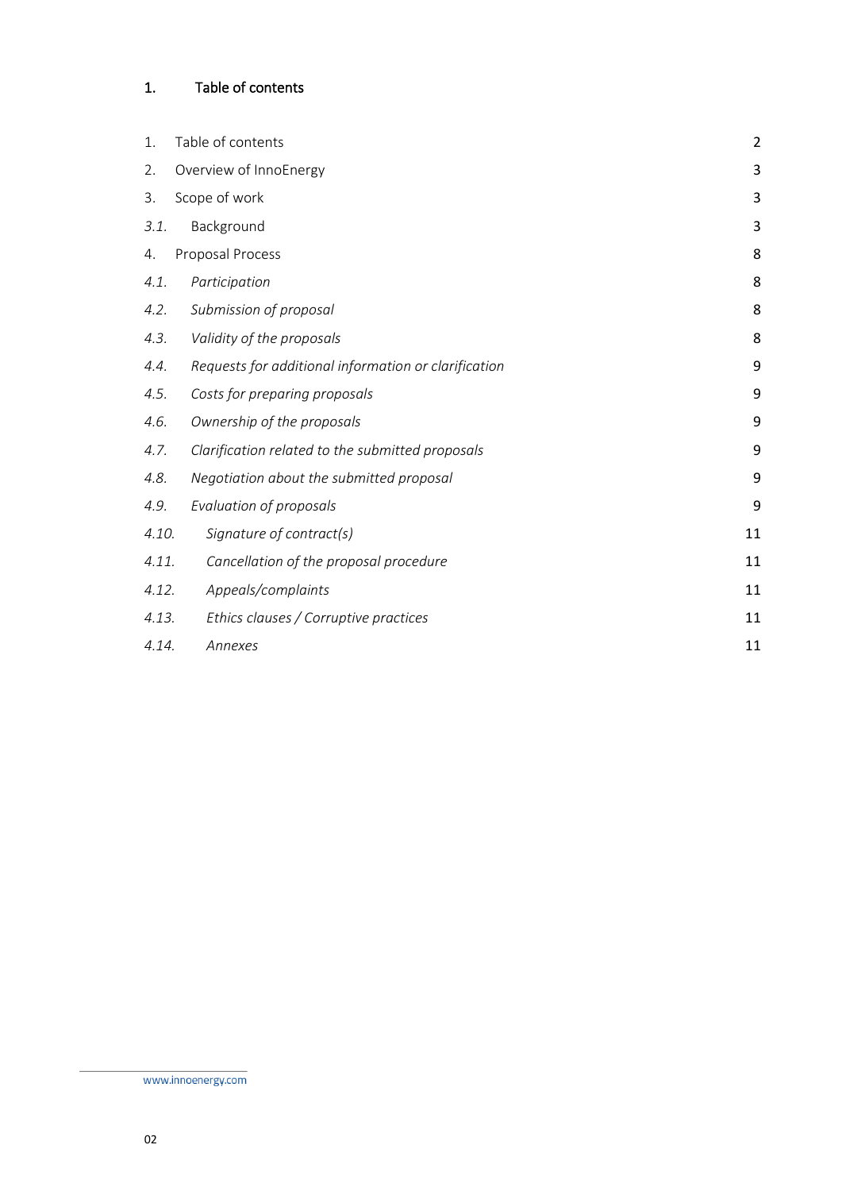# 1. Table of contents

| | | |
|---|---|---|
| 1. | Table of contents | 2 |
| 2. | Overview of InnoEnergy | 3 |
| 3. | Scope of work | 3 |
| *3.1.* | Background | 3 |
| 4. | Proposal Process | 8 |
| *4.1.* | *Participation* | 8 |
| *4.2.* | *Submission of proposal* | 8 |
| *4.3.* | *Validity of the proposals* | 8 |
| *4.4.* | *Requests for additional information or clarification* | 9 |
| *4.5.* | *Costs for preparing proposals* | 9 |
| *4.6.* | *Ownership of the proposals* | 9 |
| *4.7.* | *Clarification related to the submitted proposals* | 9 |
| *4.8.* | *Negotiation about the submitted proposal* | 9 |
| *4.9.* | *Evaluation of proposals* | 9 |
| *4.10.* | *Signature of contract(s)* | 11 |
| *4.11.* | *Cancellation of the proposal procedure* | 11 |
| *4.12.* | *Appeals/complaints* | 11 |
| *4.13.* | *Ethics clauses / Corruptive practices* | 11 |
| *4.14.* | *Annexes* | 11 |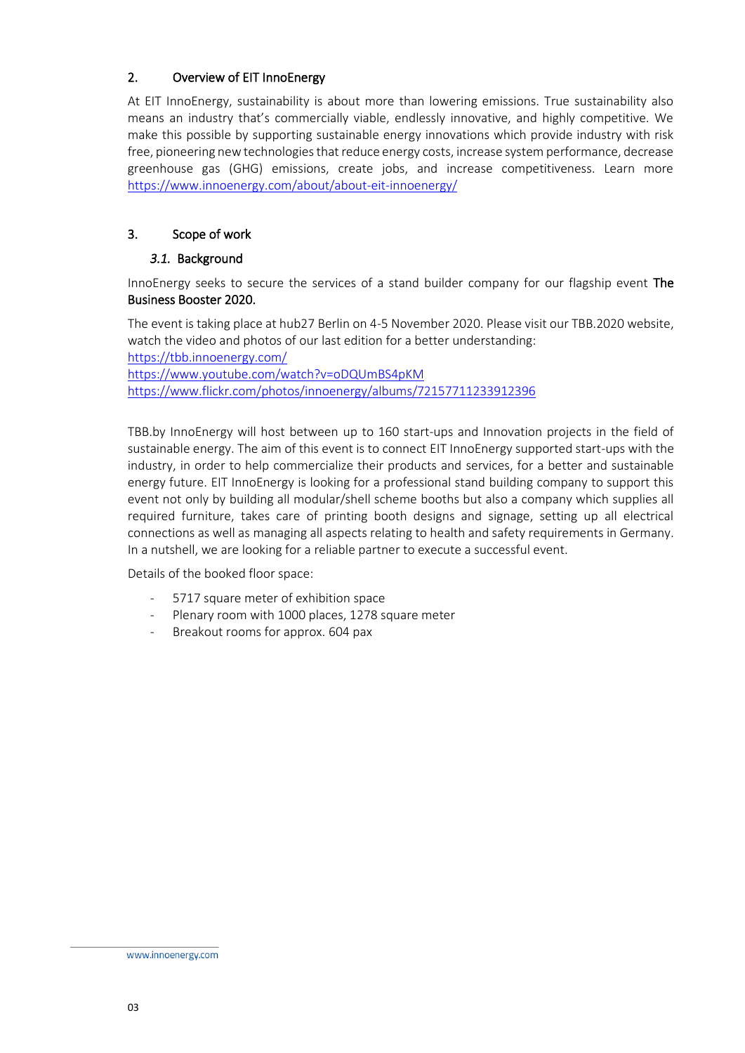## 2. Overview of EIT InnoEnergy

At EIT InnoEnergy, sustainability is about more than lowering emissions. True sustainability also means an industry that's commercially viable, endlessly innovative, and highly competitive. We make this possible by supporting sustainable energy innovations which provide industry with risk free, pioneering new technologies that reduce energy costs, increase system performance, decrease greenhouse gas (GHG) emissions, create jobs, and increase competitiveness. Learn more https://www.innoenergy.com/about/about-eit-innoenergy/

## 3. Scope of work

### *3.1.* Background

InnoEnergy seeks to secure the services of a stand builder company for our flagship event The Business Booster 2020.

The event is taking place at hub27 Berlin on 4-5 November 2020. Please visit our TBB.2020 website, watch the video and photos of our last edition for a better understanding:
https://tbb.innoenergy.com/
https://www.youtube.com/watch?v=oDQUmBS4pKM
https://www.flickr.com/photos/innoenergy/albums/72157711233912396

TBB.by InnoEnergy will host between up to 160 start-ups and Innovation projects in the field of sustainable energy. The aim of this event is to connect EIT InnoEnergy supported start-ups with the industry, in order to help commercialize their products and services, for a better and sustainable energy future. EIT InnoEnergy is looking for a professional stand building company to support this event not only by building all modular/shell scheme booths but also a company which supplies all required furniture, takes care of printing booth designs and signage, setting up all electrical connections as well as managing all aspects relating to health and safety requirements in Germany. In a nutshell, we are looking for a reliable partner to execute a successful event.

Details of the booked floor space:

- 5717 square meter of exhibition space
- Plenary room with 1000 places, 1278 square meter
- Breakout rooms for approx. 604 pax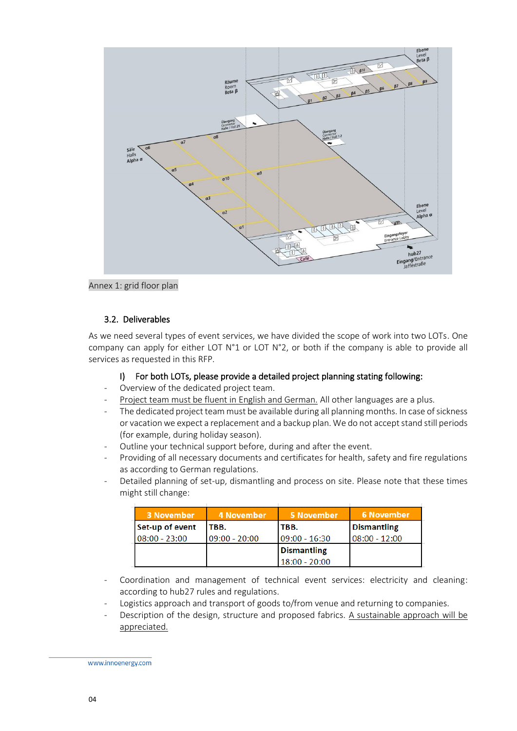Annex 1: grid floor plan

### 3.2. Deliverables

As we need several types of event services, we have divided the scope of work into two LOTs. One company can apply for either LOT N°1 or LOT N°2, or both if the company is able to provide all services as requested in this RFP.

#### I) For both LOTs, please provide a detailed project planning stating following:

- Overview of the dedicated project team.
- Project team must be fluent in English and German. All other languages are a plus.
- The dedicated project team must be available during all planning months. In case of sickness or vacation we expect a replacement and a backup plan. We do not accept stand still periods (for example, during holiday season).
- Outline your technical support before, during and after the event.
- Providing of all necessary documents and certificates for health, safety and fire regulations as according to German regulations.
- Detailed planning of set-up, dismantling and process on site. Please note that these times might still change:

| 3 November | 4 November | 5 November | 6 November |
| --- | --- | --- | --- |
| **Set-up of event** 08:00 - 23:00 | **TBB.** 09:00 - 20:00 | **TBB.** 09:00 - 16:30 | **Dismantling** 08:00 - 12:00 |
| | | **Dismantling** 18:00 - 20:00 | |

- Coordination and management of technical event services: electricity and cleaning: according to hub27 rules and regulations.
- Logistics approach and transport of goods to/from venue and returning to companies.
- Description of the design, structure and proposed fabrics. A sustainable approach will be appreciated.

www.innoenergy.com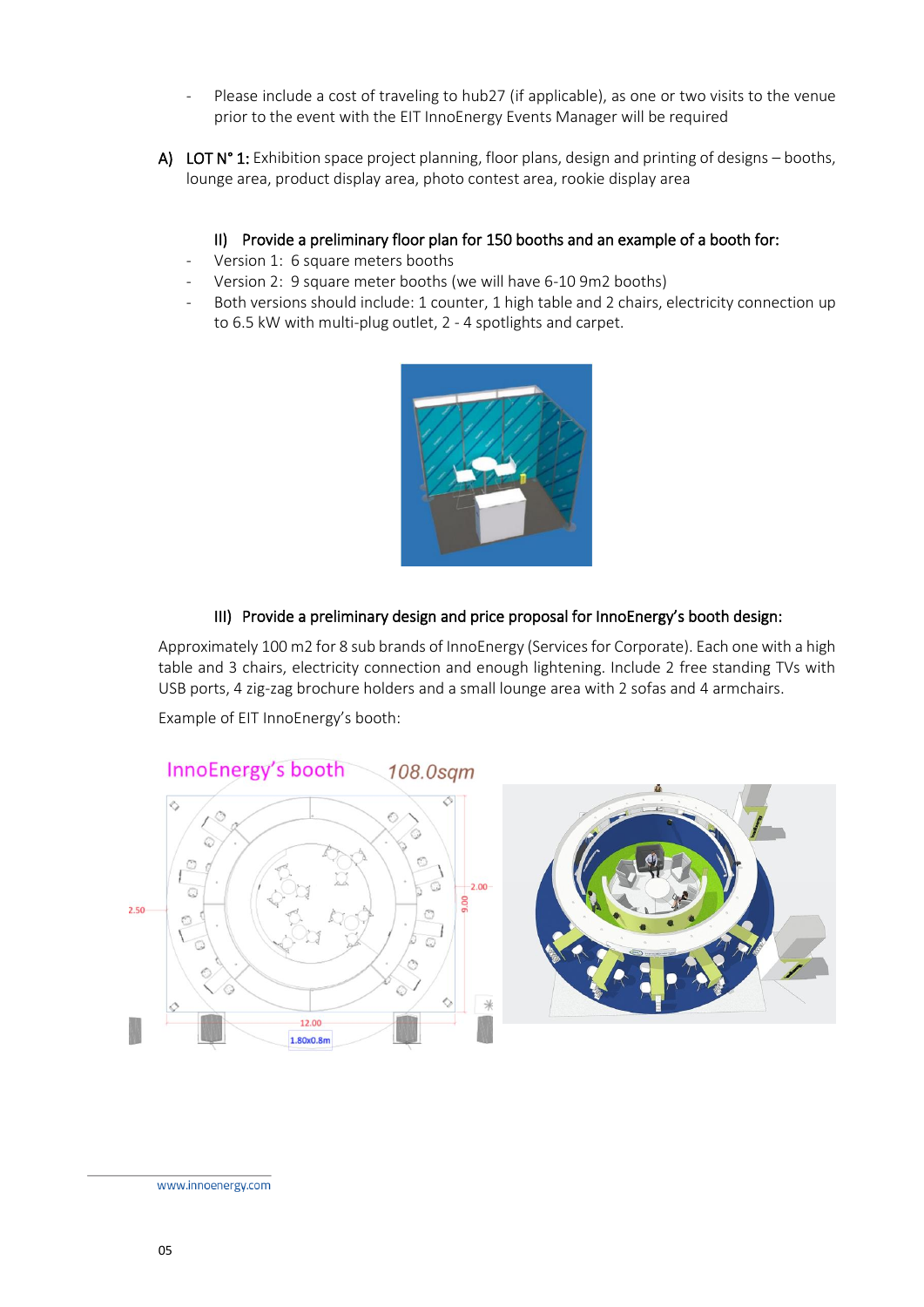- Please include a cost of traveling to hub27 (if applicable), as one or two visits to the venue prior to the event with the EIT InnoEnergy Events Manager will be required

A) **LOT N° 1:** Exhibition space project planning, floor plans, design and printing of designs – booths, lounge area, product display area, photo contest area, rookie display area

**II) Provide a preliminary floor plan for 150 booths and an example of a booth for:**

- Version 1: 6 square meters booths
- Version 2: 9 square meter booths (we will have 6-10 9m2 booths)
- Both versions should include: 1 counter, 1 high table and 2 chairs, electricity connection up to 6.5 kW with multi-plug outlet, 2 - 4 spotlights and carpet.

**III) Provide a preliminary design and price proposal for InnoEnergy's booth design:**

Approximately 100 m2 for 8 sub brands of InnoEnergy (Services for Corporate). Each one with a high table and 3 chairs, electricity connection and enough lightening. Include 2 free standing TVs with USB ports, 4 zig-zag brochure holders and a small lounge area with 2 sofas and 4 armchairs.

Example of EIT InnoEnergy's booth: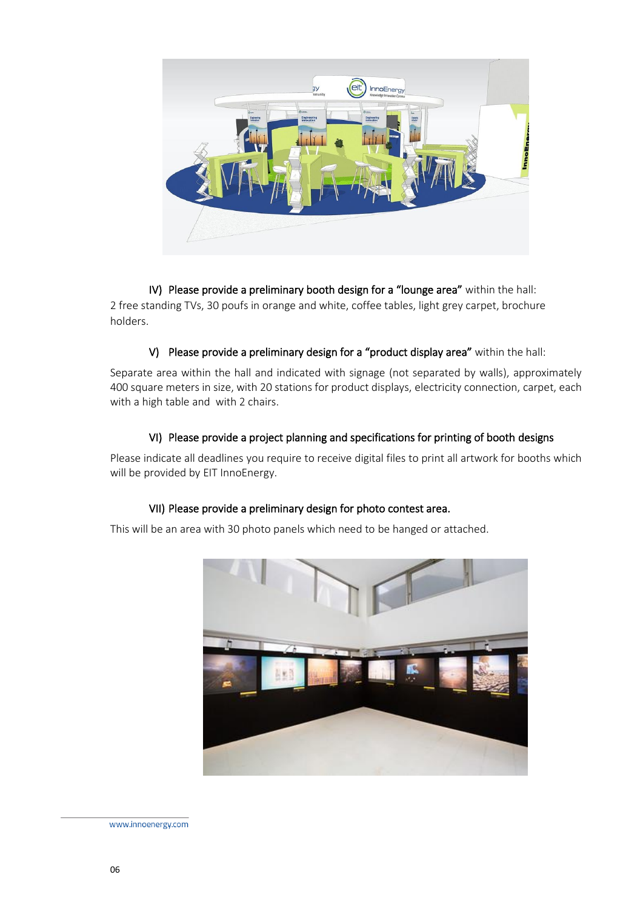IV) Please provide a preliminary booth design for a "lounge area" within the hall:

2 free standing TVs, 30 poufs in orange and white, coffee tables, light grey carpet, brochure holders.

V) Please provide a preliminary design for a "product display area" within the hall:

Separate area within the hall and indicated with signage (not separated by walls), approximately 400 square meters in size, with 20 stations for product displays, electricity connection, carpet, each with a high table and with 2 chairs.

VI) Please provide a project planning and specifications for printing of booth designs

Please indicate all deadlines you require to receive digital files to print all artwork for booths which will be provided by EIT InnoEnergy.

VII) Please provide a preliminary design for photo contest area.

This will be an area with 30 photo panels which need to be hanged or attached.

www.innoenergy.com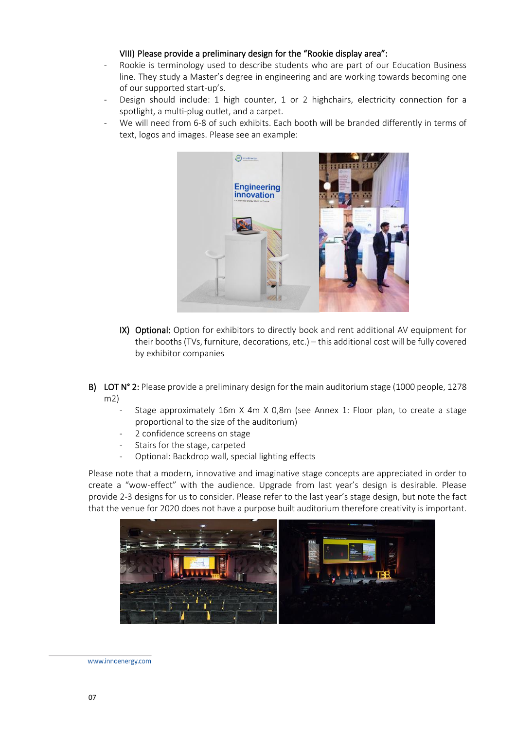VIII) Please provide a preliminary design for the "Rookie display area":

- Rookie is terminology used to describe students who are part of our Education Business line. They study a Master's degree in engineering and are working towards becoming one of our supported start-up's.
- Design should include: 1 high counter, 1 or 2 highchairs, electricity connection for a spotlight, a multi-plug outlet, and a carpet.
- We will need from 6-8 of such exhibits. Each booth will be branded differently in terms of text, logos and images. Please see an example:

IX) **Optional:** Option for exhibitors to directly book and rent additional AV equipment for their booths (TVs, furniture, decorations, etc.) – this additional cost will be fully covered by exhibitor companies

**B) LOT N° 2:** Please provide a preliminary design for the main auditorium stage (1000 people, 1278 m2)

- Stage approximately 16m X 4m X 0,8m (see Annex 1: Floor plan, to create a stage proportional to the size of the auditorium)
- 2 confidence screens on stage
- Stairs for the stage, carpeted
- Optional: Backdrop wall, special lighting effects

Please note that a modern, innovative and imaginative stage concepts are appreciated in order to create a "wow-effect" with the audience. Upgrade from last year's design is desirable. Please provide 2-3 designs for us to consider. Please refer to the last year's stage design, but note the fact that the venue for 2020 does not have a purpose built auditorium therefore creativity is important.

www.innoenergy.com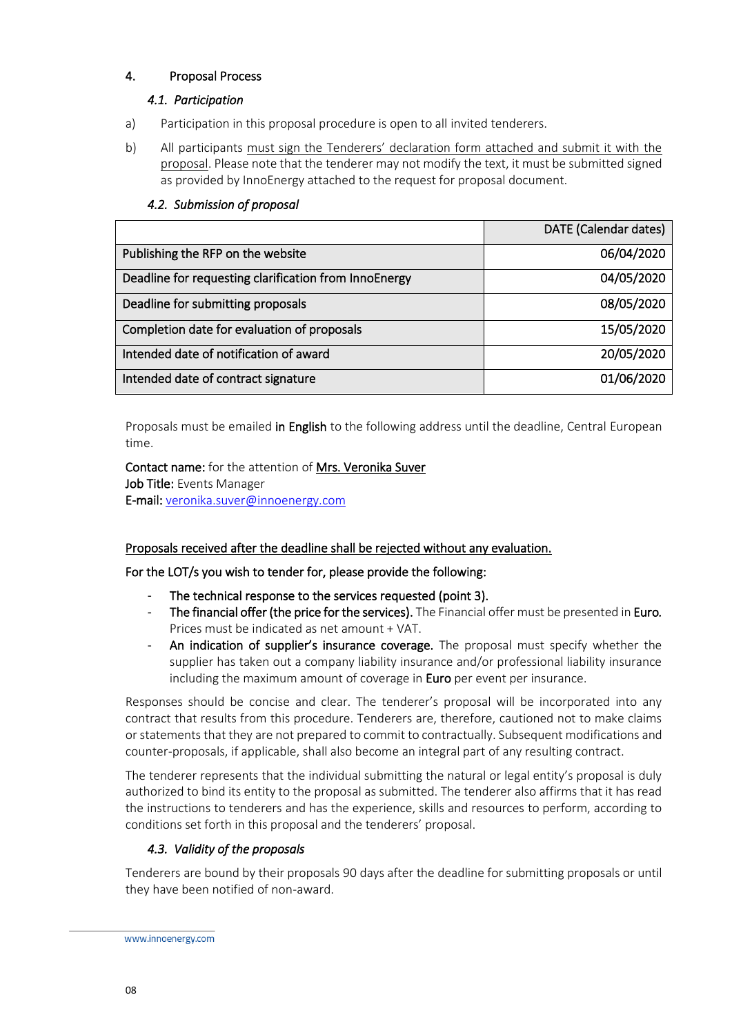## 4. Proposal Process

### *4.1. Participation*

a) Participation in this proposal procedure is open to all invited tenderers.

b) All participants must sign the Tenderers' declaration form attached and submit it with the proposal. Please note that the tenderer may not modify the text, it must be submitted signed as provided by InnoEnergy attached to the request for proposal document.

### *4.2. Submission of proposal*

| | DATE (Calendar dates) |
|---|---|
| Publishing the RFP on the website | 06/04/2020 |
| Deadline for requesting clarification from InnoEnergy | 04/05/2020 |
| Deadline for submitting proposals | 08/05/2020 |
| Completion date for evaluation of proposals | 15/05/2020 |
| Intended date of notification of award | 20/05/2020 |
| Intended date of contract signature | 01/06/2020 |

Proposals must be emailed **in English** to the following address until the deadline, Central European time.

**Contact name:** for the attention of **Mrs. Veronika Suver**
**Job Title:** Events Manager
**E-mail:** veronika.suver@innoenergy.com

**Proposals received after the deadline shall be rejected without any evaluation.**

**For the LOT/s you wish to tender for, please provide the following:**

- **The technical response to the services requested (point 3).**
- **The financial offer (the price for the services).** The Financial offer must be presented in **Euro.** Prices must be indicated as net amount + VAT.
- **An indication of supplier's insurance coverage.** The proposal must specify whether the supplier has taken out a company liability insurance and/or professional liability insurance including the maximum amount of coverage in **Euro** per event per insurance.

Responses should be concise and clear. The tenderer's proposal will be incorporated into any contract that results from this procedure. Tenderers are, therefore, cautioned not to make claims or statements that they are not prepared to commit to contractually. Subsequent modifications and counter-proposals, if applicable, shall also become an integral part of any resulting contract.

The tenderer represents that the individual submitting the natural or legal entity's proposal is duly authorized to bind its entity to the proposal as submitted. The tenderer also affirms that it has read the instructions to tenderers and has the experience, skills and resources to perform, according to conditions set forth in this proposal and the tenderers' proposal.

### *4.3. Validity of the proposals*

Tenderers are bound by their proposals 90 days after the deadline for submitting proposals or until they have been notified of non-award.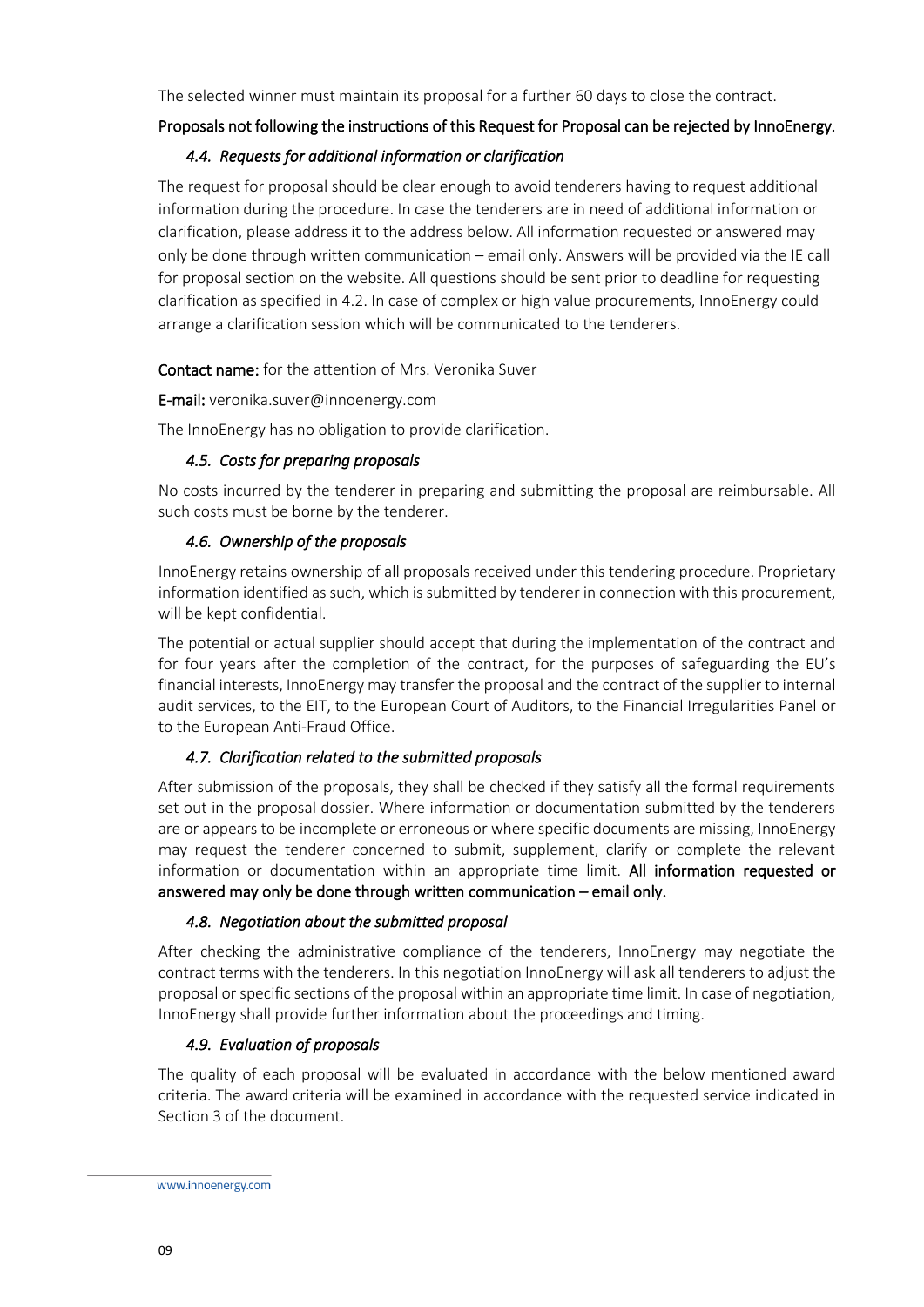The selected winner must maintain its proposal for a further 60 days to close the contract.

**Proposals not following the instructions of this Request for Proposal can be rejected by InnoEnergy.**

### *4.4. Requests for additional information or clarification*

The request for proposal should be clear enough to avoid tenderers having to request additional information during the procedure. In case the tenderers are in need of additional information or clarification, please address it to the address below. All information requested or answered may only be done through written communication – email only. Answers will be provided via the IE call for proposal section on the website. All questions should be sent prior to deadline for requesting clarification as specified in 4.2. In case of complex or high value procurements, InnoEnergy could arrange a clarification session which will be communicated to the tenderers.

**Contact name:** for the attention of Mrs. Veronika Suver

**E-mail:** veronika.suver@innoenergy.com

The InnoEnergy has no obligation to provide clarification.

### *4.5. Costs for preparing proposals*

No costs incurred by the tenderer in preparing and submitting the proposal are reimbursable. All such costs must be borne by the tenderer.

### *4.6. Ownership of the proposals*

InnoEnergy retains ownership of all proposals received under this tendering procedure. Proprietary information identified as such, which is submitted by tenderer in connection with this procurement, will be kept confidential.

The potential or actual supplier should accept that during the implementation of the contract and for four years after the completion of the contract, for the purposes of safeguarding the EU's financial interests, InnoEnergy may transfer the proposal and the contract of the supplier to internal audit services, to the EIT, to the European Court of Auditors, to the Financial Irregularities Panel or to the European Anti-Fraud Office.

### *4.7. Clarification related to the submitted proposals*

After submission of the proposals, they shall be checked if they satisfy all the formal requirements set out in the proposal dossier. Where information or documentation submitted by the tenderers are or appears to be incomplete or erroneous or where specific documents are missing, InnoEnergy may request the tenderer concerned to submit, supplement, clarify or complete the relevant information or documentation within an appropriate time limit. **All information requested or answered may only be done through written communication – email only.**

### *4.8. Negotiation about the submitted proposal*

After checking the administrative compliance of the tenderers, InnoEnergy may negotiate the contract terms with the tenderers. In this negotiation InnoEnergy will ask all tenderers to adjust the proposal or specific sections of the proposal within an appropriate time limit. In case of negotiation, InnoEnergy shall provide further information about the proceedings and timing.

### *4.9. Evaluation of proposals*

The quality of each proposal will be evaluated in accordance with the below mentioned award criteria. The award criteria will be examined in accordance with the requested service indicated in Section 3 of the document.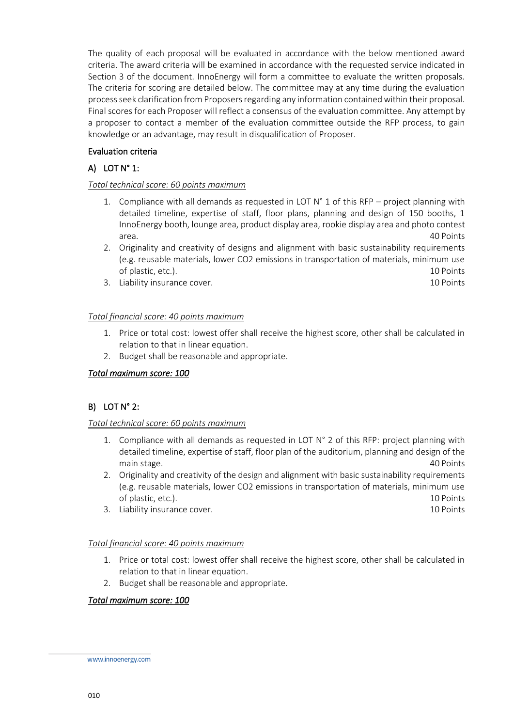The quality of each proposal will be evaluated in accordance with the below mentioned award criteria. The award criteria will be examined in accordance with the requested service indicated in Section 3 of the document. InnoEnergy will form a committee to evaluate the written proposals. The criteria for scoring are detailed below. The committee may at any time during the evaluation process seek clarification from Proposers regarding any information contained within their proposal. Final scores for each Proposer will reflect a consensus of the evaluation committee. Any attempt by a proposer to contact a member of the evaluation committee outside the RFP process, to gain knowledge or an advantage, may result in disqualification of Proposer.

### Evaluation criteria

### A) LOT N° 1:

*Total technical score: 60 points maximum*

1. Compliance with all demands as requested in LOT N° 1 of this RFP – project planning with detailed timeline, expertise of staff, floor plans, planning and design of 150 booths, 1 InnoEnergy booth, lounge area, product display area, rookie display area and photo contest area. 40 Points
2. Originality and creativity of designs and alignment with basic sustainability requirements (e.g. reusable materials, lower CO2 emissions in transportation of materials, minimum use of plastic, etc.). 10 Points
3. Liability insurance cover. 10 Points

*Total financial score: 40 points maximum*

1. Price or total cost: lowest offer shall receive the highest score, other shall be calculated in relation to that in linear equation.
2. Budget shall be reasonable and appropriate.

***Total maximum score: 100***

### B) LOT N° 2:

*Total technical score: 60 points maximum*

1. Compliance with all demands as requested in LOT N° 2 of this RFP: project planning with detailed timeline, expertise of staff, floor plan of the auditorium, planning and design of the main stage. 40 Points
2. Originality and creativity of the design and alignment with basic sustainability requirements (e.g. reusable materials, lower CO2 emissions in transportation of materials, minimum use of plastic, etc.). 10 Points
3. Liability insurance cover. 10 Points

*Total financial score: 40 points maximum*

1. Price or total cost: lowest offer shall receive the highest score, other shall be calculated in relation to that in linear equation.
2. Budget shall be reasonable and appropriate.

***Total maximum score: 100***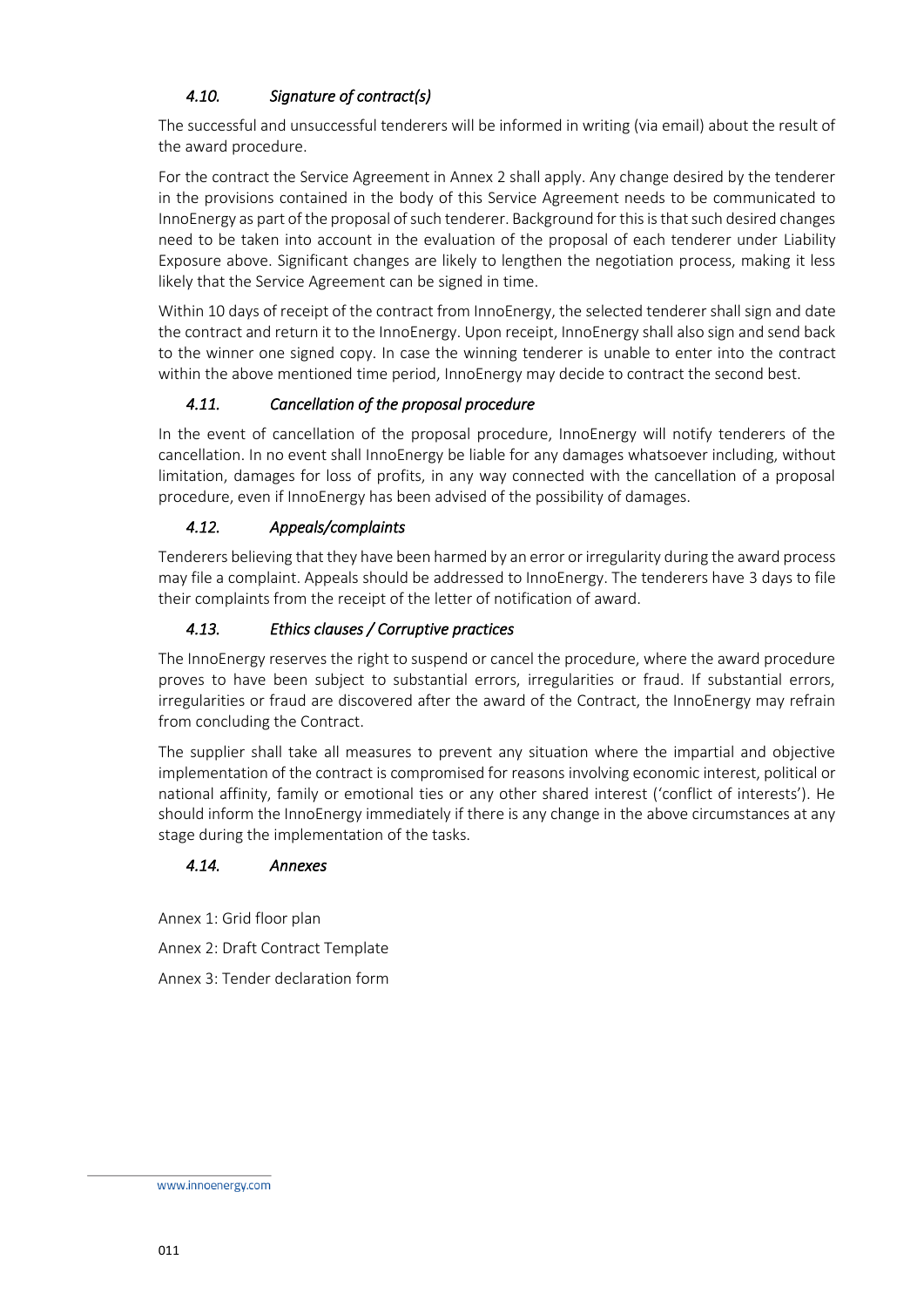### *4.10. Signature of contract(s)*

The successful and unsuccessful tenderers will be informed in writing (via email) about the result of the award procedure.

For the contract the Service Agreement in Annex 2 shall apply. Any change desired by the tenderer in the provisions contained in the body of this Service Agreement needs to be communicated to InnoEnergy as part of the proposal of such tenderer. Background for this is that such desired changes need to be taken into account in the evaluation of the proposal of each tenderer under Liability Exposure above. Significant changes are likely to lengthen the negotiation process, making it less likely that the Service Agreement can be signed in time.

Within 10 days of receipt of the contract from InnoEnergy, the selected tenderer shall sign and date the contract and return it to the InnoEnergy. Upon receipt, InnoEnergy shall also sign and send back to the winner one signed copy. In case the winning tenderer is unable to enter into the contract within the above mentioned time period, InnoEnergy may decide to contract the second best.

### *4.11. Cancellation of the proposal procedure*

In the event of cancellation of the proposal procedure, InnoEnergy will notify tenderers of the cancellation. In no event shall InnoEnergy be liable for any damages whatsoever including, without limitation, damages for loss of profits, in any way connected with the cancellation of a proposal procedure, even if InnoEnergy has been advised of the possibility of damages.

### *4.12. Appeals/complaints*

Tenderers believing that they have been harmed by an error or irregularity during the award process may file a complaint. Appeals should be addressed to InnoEnergy. The tenderers have 3 days to file their complaints from the receipt of the letter of notification of award.

### *4.13. Ethics clauses / Corruptive practices*

The InnoEnergy reserves the right to suspend or cancel the procedure, where the award procedure proves to have been subject to substantial errors, irregularities or fraud. If substantial errors, irregularities or fraud are discovered after the award of the Contract, the InnoEnergy may refrain from concluding the Contract.

The supplier shall take all measures to prevent any situation where the impartial and objective implementation of the contract is compromised for reasons involving economic interest, political or national affinity, family or emotional ties or any other shared interest ('conflict of interests'). He should inform the InnoEnergy immediately if there is any change in the above circumstances at any stage during the implementation of the tasks.

### *4.14. Annexes*

Annex 1: Grid floor plan

Annex 2: Draft Contract Template

Annex 3: Tender declaration form